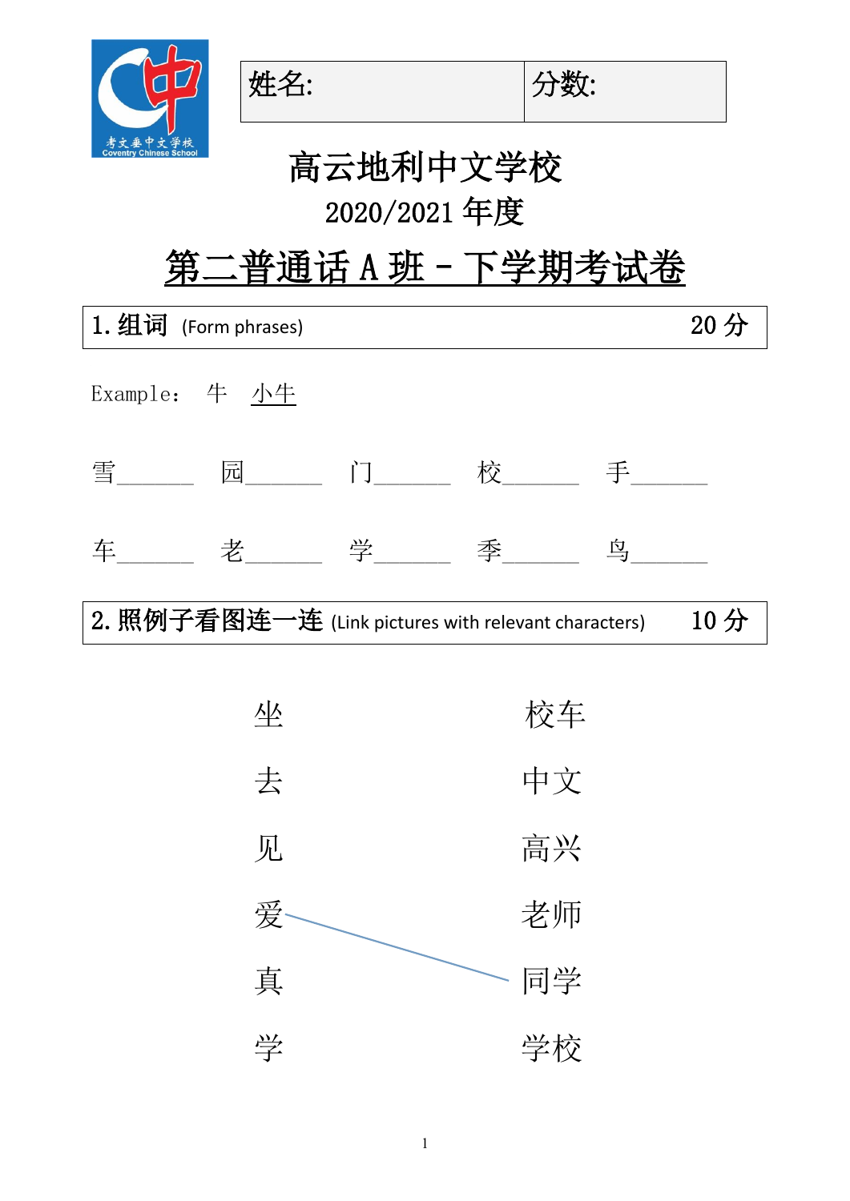| 姓名: | 分数: |
|---|---|

# 高云地利中文学校

## 2020/2021 年度

## 第二普通话 A 班 - 下学期考试卷

**1. 组词** (Form phrases) 20 分

Example： 牛 小牛

雪\_\_\_\_\_\_ 园\_\_\_\_\_\_ 门\_\_\_\_\_\_ 校\_\_\_\_\_\_ 手\_\_\_\_\_\_

车\_\_\_\_\_\_ 老\_\_\_\_\_\_ 学\_\_\_\_\_\_ 季\_\_\_\_\_\_ 鸟\_\_\_\_\_\_

**2. 照例子看图连一连** (Link pictures with relevant characters) 10 分

| | |
|---|---|
| 坐 | 校车 |
| 去 | 中文 |
| 见 | 高兴 |
| 爱 | 老师 |
| 真 | 同学 |
| 学 | 学校 |

(Example: 爱 — 同学)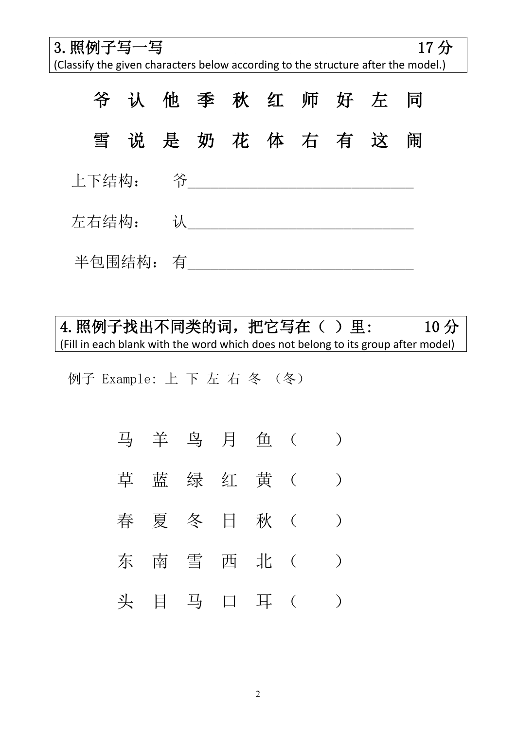## 3. 照例子写一写　　17 分

(Classify the given characters below according to the structure after the model.)

爷 认 他 季 秋 红 师 好 左 同

雪 说 是 奶 花 体 右 有 这 闹

上下结构：　爷________________________________

左右结构：　认________________________________

半包围结构：有________________________________

## 4. 照例子找出不同类的词，把它写在（ ）里:　　10 分

(Fill in each blank with the word which does not belong to its group after model)

例子 Example: 上 下 左 右 冬 （冬）

马 羊 鸟 月 鱼（　　）

草 蓝 绿 红 黄（　　）

春 夏 冬 日 秋（　　）

东 南 雪 西 北（　　）

头 目 马 口 耳（　　）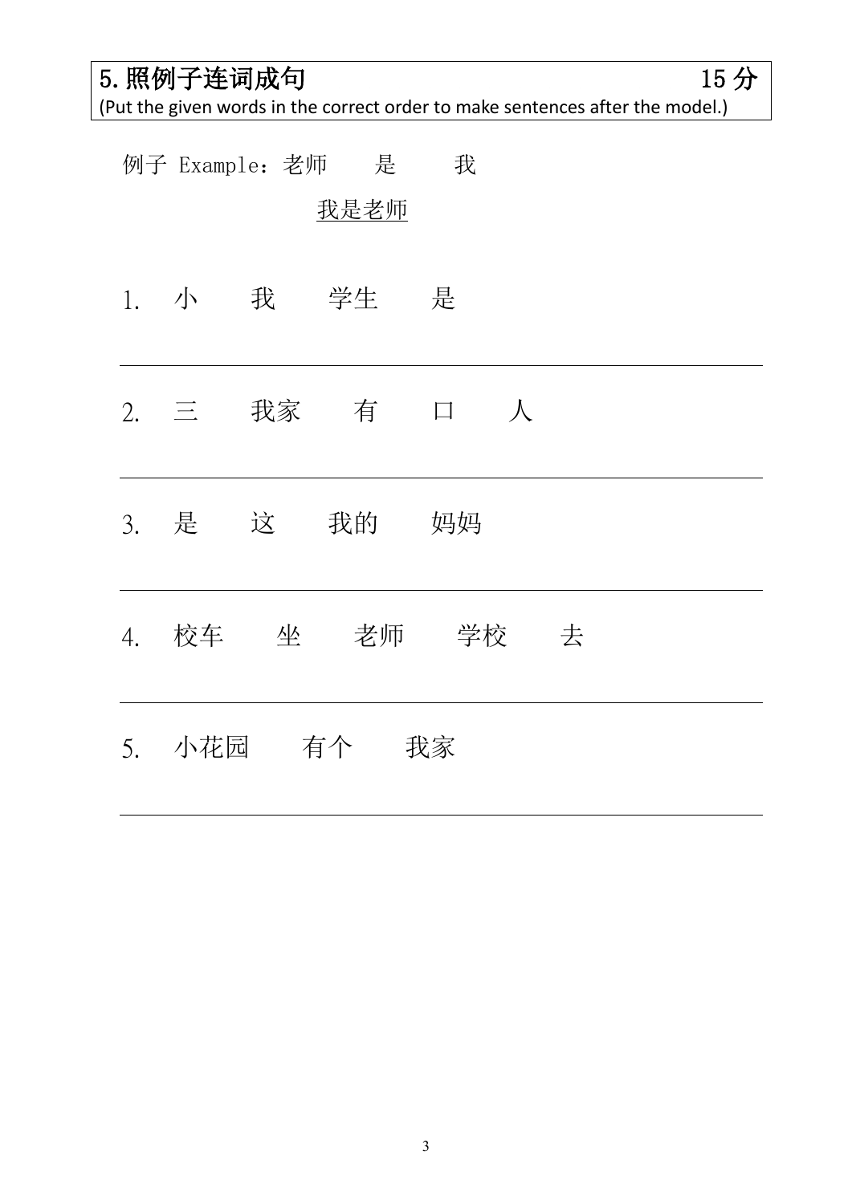## 5. 照例子连词成句 15分

(Put the given words in the correct order to make sentences after the model.)

例子 Example：老师　　是　　我

我是老师

1. 小　　我　　学生　　是

_______________________________________________

2. 三　　我家　　有　　口　　人

_______________________________________________

3. 是　　这　　我的　　妈妈

_______________________________________________

4. 校车　　坐　　老师　　学校　　去

_______________________________________________

5. 小花园　　有个　　我家

_______________________________________________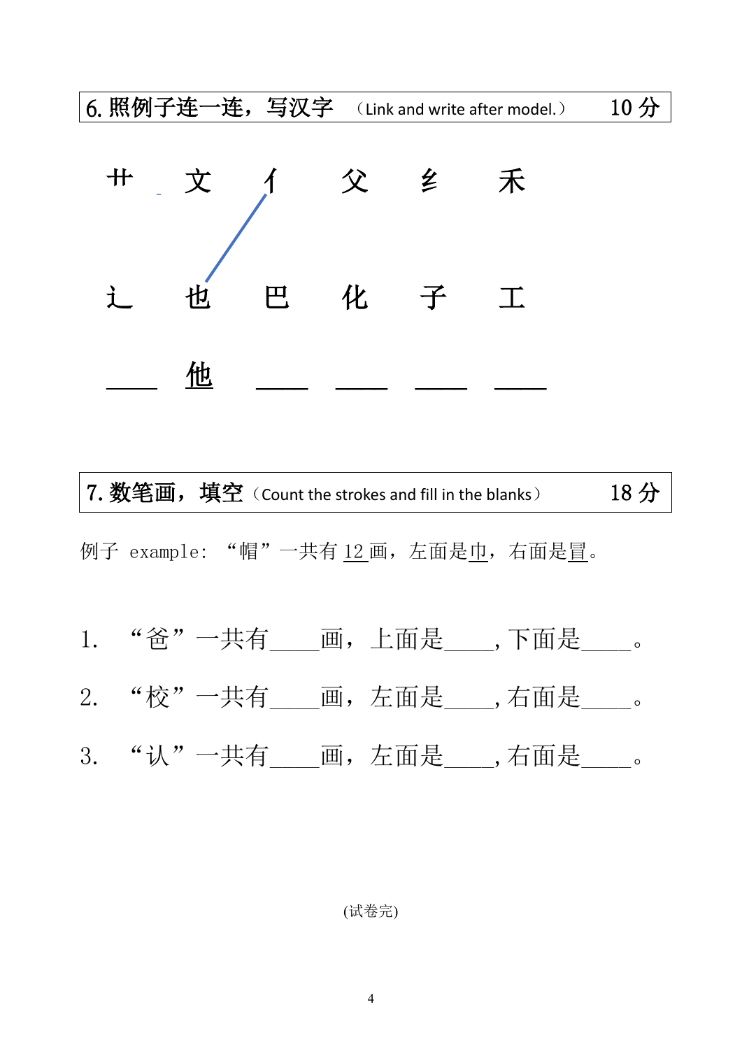| 6. 照例子连一连，写汉字 （Link and write after model.） | 10 分 |
| --- | --- |

艹　　文　　亻　　父　　纟　　禾

辶　　也　　巴　　化　　子　　工

\_\_\_\_　　他　　\_\_\_\_　　\_\_\_\_　　\_\_\_\_　　\_\_\_\_

| 7. 数笔画，填空（Count the strokes and fill in the blanks） | 18 分 |
| --- | --- |

例子 example: “帽”一共有 12 画，左面是巾，右面是冒。

1. “爸”一共有\_\_\_\_画，上面是\_\_\_\_，下面是\_\_\_\_。

2. “校”一共有\_\_\_\_画，左面是\_\_\_\_，右面是\_\_\_\_。

3. “认”一共有\_\_\_\_画，左面是\_\_\_\_，右面是\_\_\_\_。

(试卷完)